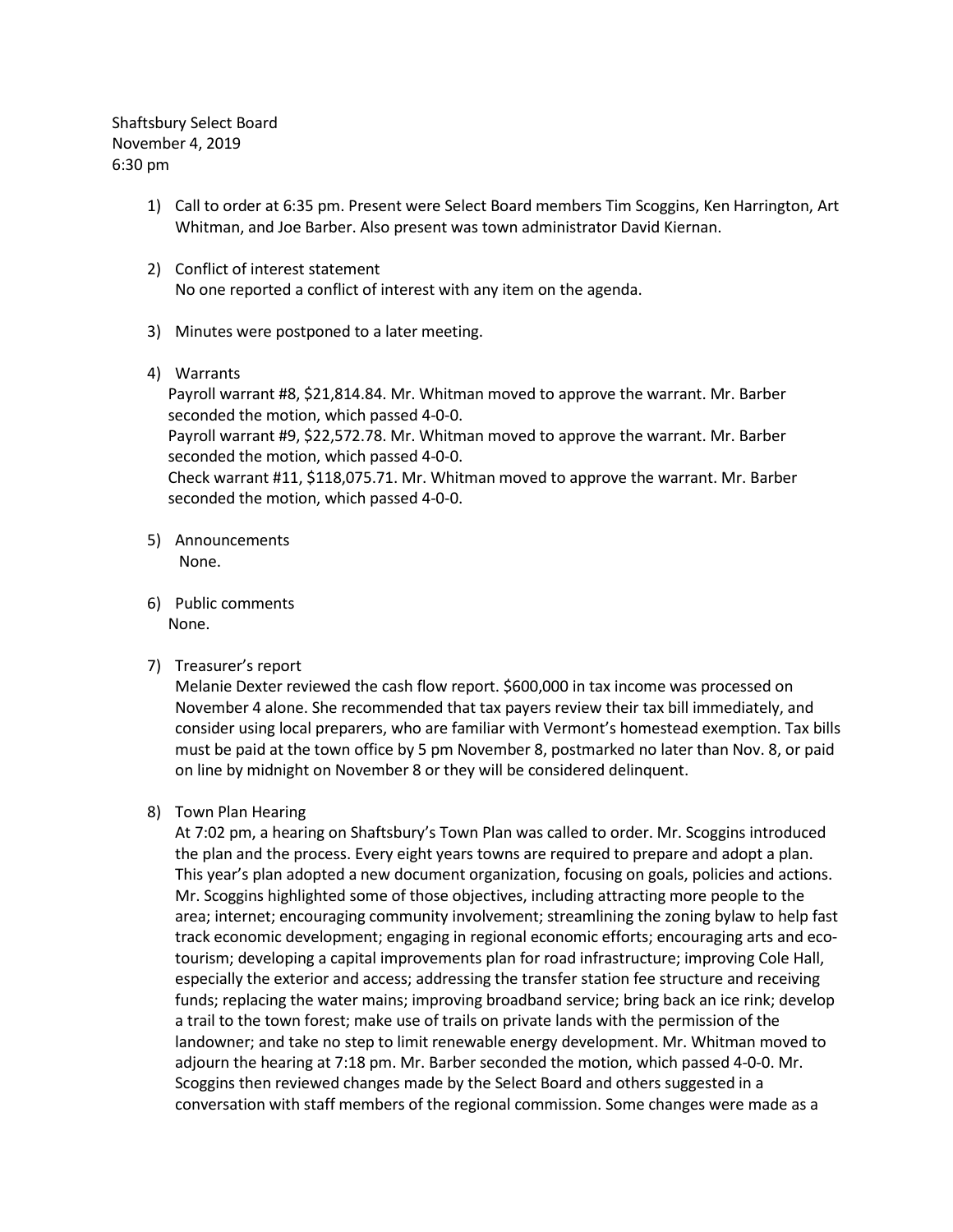Shaftsbury Select Board
November 4, 2019
6:30 pm

1) Call to order at 6:35 pm. Present were Select Board members Tim Scoggins, Ken Harrington, Art Whitman, and Joe Barber. Also present was town administrator David Kiernan.

2) Conflict of interest statement
   No one reported a conflict of interest with any item on the agenda.

3) Minutes were postponed to a later meeting.

4) Warrants
   Payroll warrant #8, $21,814.84. Mr. Whitman moved to approve the warrant. Mr. Barber seconded the motion, which passed 4-0-0.
   Payroll warrant #9, $22,572.78. Mr. Whitman moved to approve the warrant. Mr. Barber seconded the motion, which passed 4-0-0.
   Check warrant #11, $118,075.71. Mr. Whitman moved to approve the warrant. Mr. Barber seconded the motion, which passed 4-0-0.

5) Announcements
   None.

6) Public comments
   None.

7) Treasurer's report
   Melanie Dexter reviewed the cash flow report. $600,000 in tax income was processed on November 4 alone. She recommended that tax payers review their tax bill immediately, and consider using local preparers, who are familiar with Vermont's homestead exemption. Tax bills must be paid at the town office by 5 pm November 8, postmarked no later than Nov. 8, or paid on line by midnight on November 8 or they will be considered delinquent.

8) Town Plan Hearing
   At 7:02 pm, a hearing on Shaftsbury's Town Plan was called to order. Mr. Scoggins introduced the plan and the process. Every eight years towns are required to prepare and adopt a plan. This year's plan adopted a new document organization, focusing on goals, policies and actions. Mr. Scoggins highlighted some of those objectives, including attracting more people to the area; internet; encouraging community involvement; streamlining the zoning bylaw to help fast track economic development; engaging in regional economic efforts; encouraging arts and eco-tourism; developing a capital improvements plan for road infrastructure; improving Cole Hall, especially the exterior and access; addressing the transfer station fee structure and receiving funds; replacing the water mains; improving broadband service; bring back an ice rink; develop a trail to the town forest; make use of trails on private lands with the permission of the landowner; and take no step to limit renewable energy development. Mr. Whitman moved to adjourn the hearing at 7:18 pm. Mr. Barber seconded the motion, which passed 4-0-0. Mr. Scoggins then reviewed changes made by the Select Board and others suggested in a conversation with staff members of the regional commission. Some changes were made as a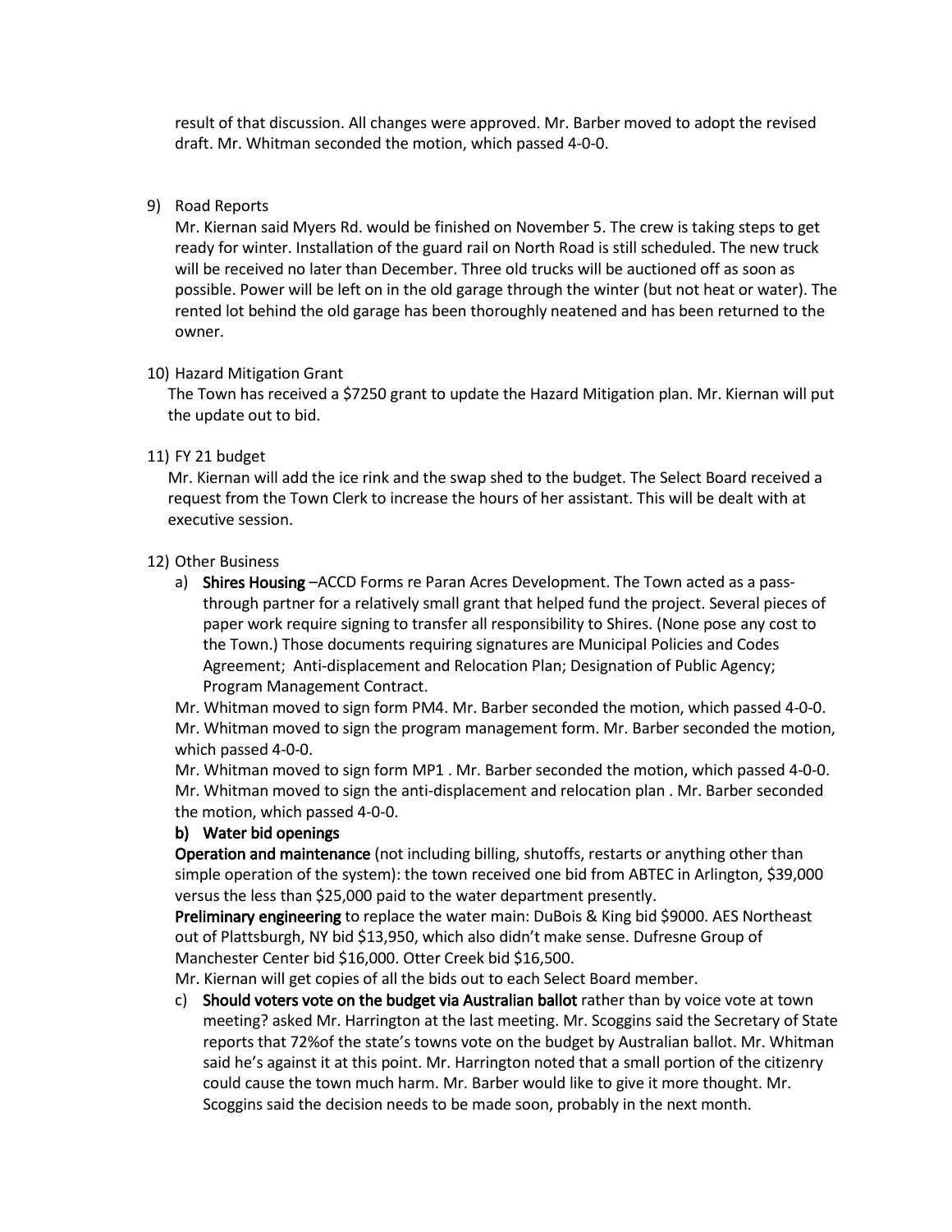result of that discussion. All changes were approved. Mr. Barber moved to adopt the revised draft. Mr. Whitman seconded the motion, which passed 4-0-0.

9) Road Reports
   Mr. Kiernan said Myers Rd. would be finished on November 5. The crew is taking steps to get ready for winter. Installation of the guard rail on North Road is still scheduled. The new truck will be received no later than December. Three old trucks will be auctioned off as soon as possible. Power will be left on in the old garage through the winter (but not heat or water). The rented lot behind the old garage has been thoroughly neatened and has been returned to the owner.

10) Hazard Mitigation Grant
    The Town has received a $7250 grant to update the Hazard Mitigation plan. Mr. Kiernan will put the update out to bid.

11) FY 21 budget
    Mr. Kiernan will add the ice rink and the swap shed to the budget. The Select Board received a request from the Town Clerk to increase the hours of her assistant. This will be dealt with at executive session.

12) Other Business
    a) **Shires Housing** –ACCD Forms re Paran Acres Development. The Town acted as a pass-through partner for a relatively small grant that helped fund the project. Several pieces of paper work require signing to transfer all responsibility to Shires. (None pose any cost to the Town.) Those documents requiring signatures are Municipal Policies and Codes Agreement; Anti-displacement and Relocation Plan; Designation of Public Agency; Program Management Contract.

    Mr. Whitman moved to sign form PM4. Mr. Barber seconded the motion, which passed 4-0-0.
    Mr. Whitman moved to sign the program management form. Mr. Barber seconded the motion, which passed 4-0-0.
    Mr. Whitman moved to sign form MP1 . Mr. Barber seconded the motion, which passed 4-0-0.
    Mr. Whitman moved to sign the anti-displacement and relocation plan . Mr. Barber seconded the motion, which passed 4-0-0.

    b) **Water bid openings**
    **Operation and maintenance** (not including billing, shutoffs, restarts or anything other than simple operation of the system): the town received one bid from ABTEC in Arlington, $39,000 versus the less than $25,000 paid to the water department presently.
    **Preliminary engineering** to replace the water main: DuBois & King bid $9000. AES Northeast out of Plattsburgh, NY bid $13,950, which also didn't make sense. Dufresne Group of Manchester Center bid $16,000. Otter Creek bid $16,500.
    Mr. Kiernan will get copies of all the bids out to each Select Board member.

    c) **Should voters vote on the budget via Australian ballot** rather than by voice vote at town meeting? asked Mr. Harrington at the last meeting. Mr. Scoggins said the Secretary of State reports that 72%of the state's towns vote on the budget by Australian ballot. Mr. Whitman said he's against it at this point. Mr. Harrington noted that a small portion of the citizenry could cause the town much harm. Mr. Barber would like to give it more thought. Mr. Scoggins said the decision needs to be made soon, probably in the next month.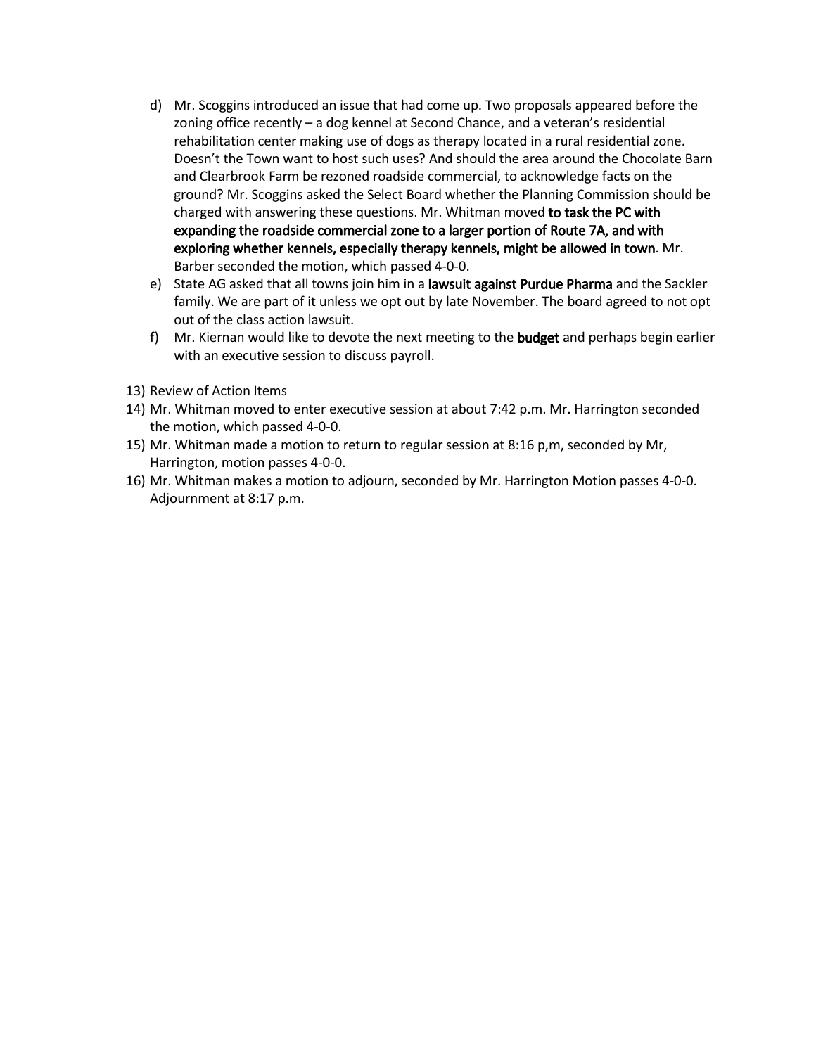d) Mr. Scoggins introduced an issue that had come up. Two proposals appeared before the zoning office recently – a dog kennel at Second Chance, and a veteran's residential rehabilitation center making use of dogs as therapy located in a rural residential zone. Doesn't the Town want to host such uses? And should the area around the Chocolate Barn and Clearbrook Farm be rezoned roadside commercial, to acknowledge facts on the ground? Mr. Scoggins asked the Select Board whether the Planning Commission should be charged with answering these questions. Mr. Whitman moved **to task the PC with expanding the roadside commercial zone to a larger portion of Route 7A, and with exploring whether kennels, especially therapy kennels, might be allowed in town**. Mr. Barber seconded the motion, which passed 4-0-0.

e) State AG asked that all towns join him in a **lawsuit against Purdue Pharma** and the Sackler family. We are part of it unless we opt out by late November. The board agreed to not opt out of the class action lawsuit.

f) Mr. Kiernan would like to devote the next meeting to the **budget** and perhaps begin earlier with an executive session to discuss payroll.

13) Review of Action Items

14) Mr. Whitman moved to enter executive session at about 7:42 p.m. Mr. Harrington seconded the motion, which passed 4-0-0.

15) Mr. Whitman made a motion to return to regular session at 8:16 p,m, seconded by Mr, Harrington, motion passes 4-0-0.

16) Mr. Whitman makes a motion to adjourn, seconded by Mr. Harrington Motion passes 4-0-0. Adjournment at 8:17 p.m.